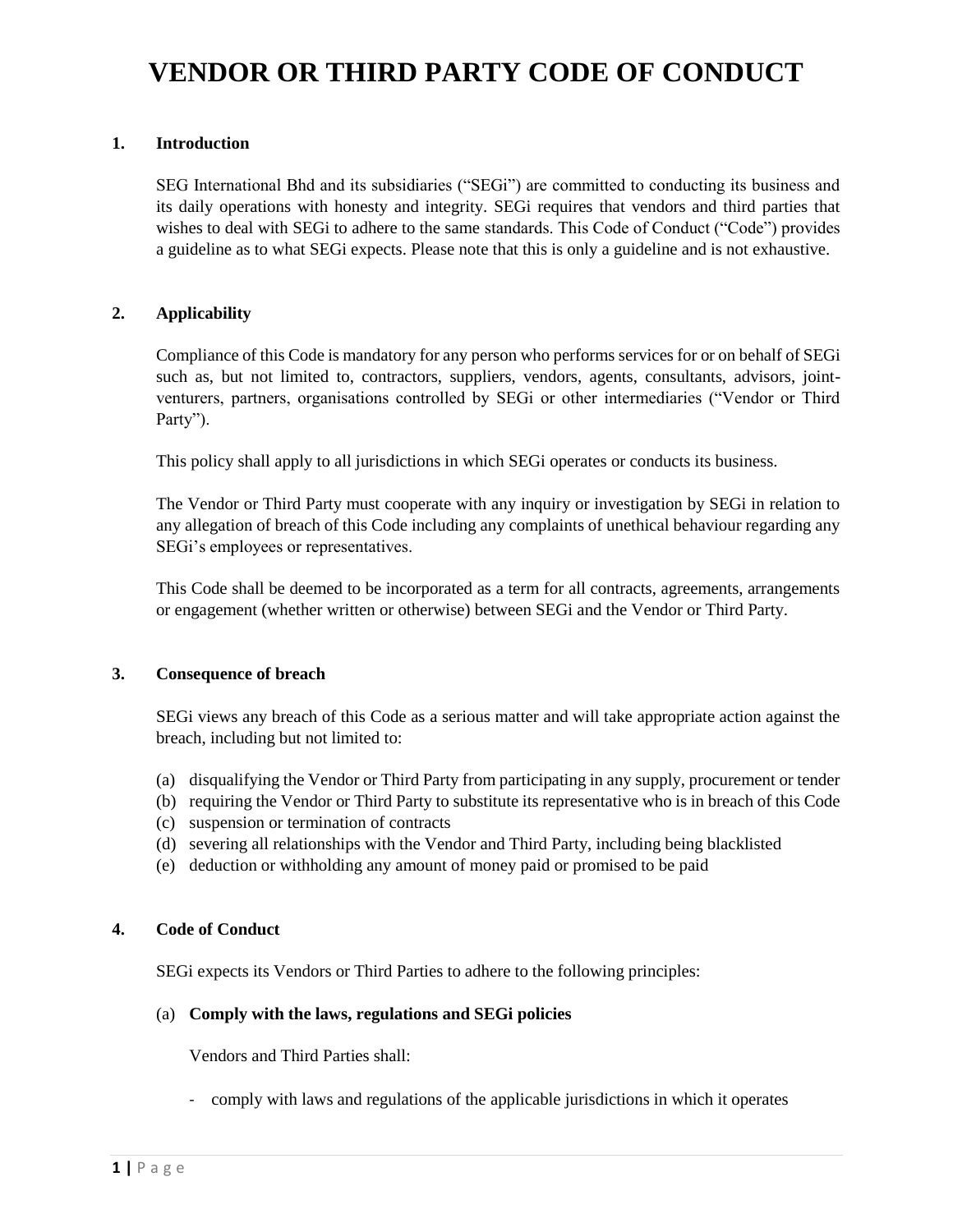# VENDOR OR THIRD PARTY CODE OF CONDUCT

## 1. Introduction

SEG International Bhd and its subsidiaries ("SEGi") are committed to conducting its business and its daily operations with honesty and integrity. SEGi requires that vendors and third parties that wishes to deal with SEGi to adhere to the same standards. This Code of Conduct ("Code") provides a guideline as to what SEGi expects. Please note that this is only a guideline and is not exhaustive.

## 2. Applicability

Compliance of this Code is mandatory for any person who performs services for or on behalf of SEGi such as, but not limited to, contractors, suppliers, vendors, agents, consultants, advisors, joint-venturers, partners, organisations controlled by SEGi or other intermediaries ("Vendor or Third Party").

This policy shall apply to all jurisdictions in which SEGi operates or conducts its business.

The Vendor or Third Party must cooperate with any inquiry or investigation by SEGi in relation to any allegation of breach of this Code including any complaints of unethical behaviour regarding any SEGi's employees or representatives.

This Code shall be deemed to be incorporated as a term for all contracts, agreements, arrangements or engagement (whether written or otherwise) between SEGi and the Vendor or Third Party.

## 3. Consequence of breach

SEGi views any breach of this Code as a serious matter and will take appropriate action against the breach, including but not limited to:

(a) disqualifying the Vendor or Third Party from participating in any supply, procurement or tender
(b) requiring the Vendor or Third Party to substitute its representative who is in breach of this Code
(c) suspension or termination of contracts
(d) severing all relationships with the Vendor and Third Party, including being blacklisted
(e) deduction or withholding any amount of money paid or promised to be paid

## 4. Code of Conduct

SEGi expects its Vendors or Third Parties to adhere to the following principles:

(a) **Comply with the laws, regulations and SEGi policies**

Vendors and Third Parties shall:

- comply with laws and regulations of the applicable jurisdictions in which it operates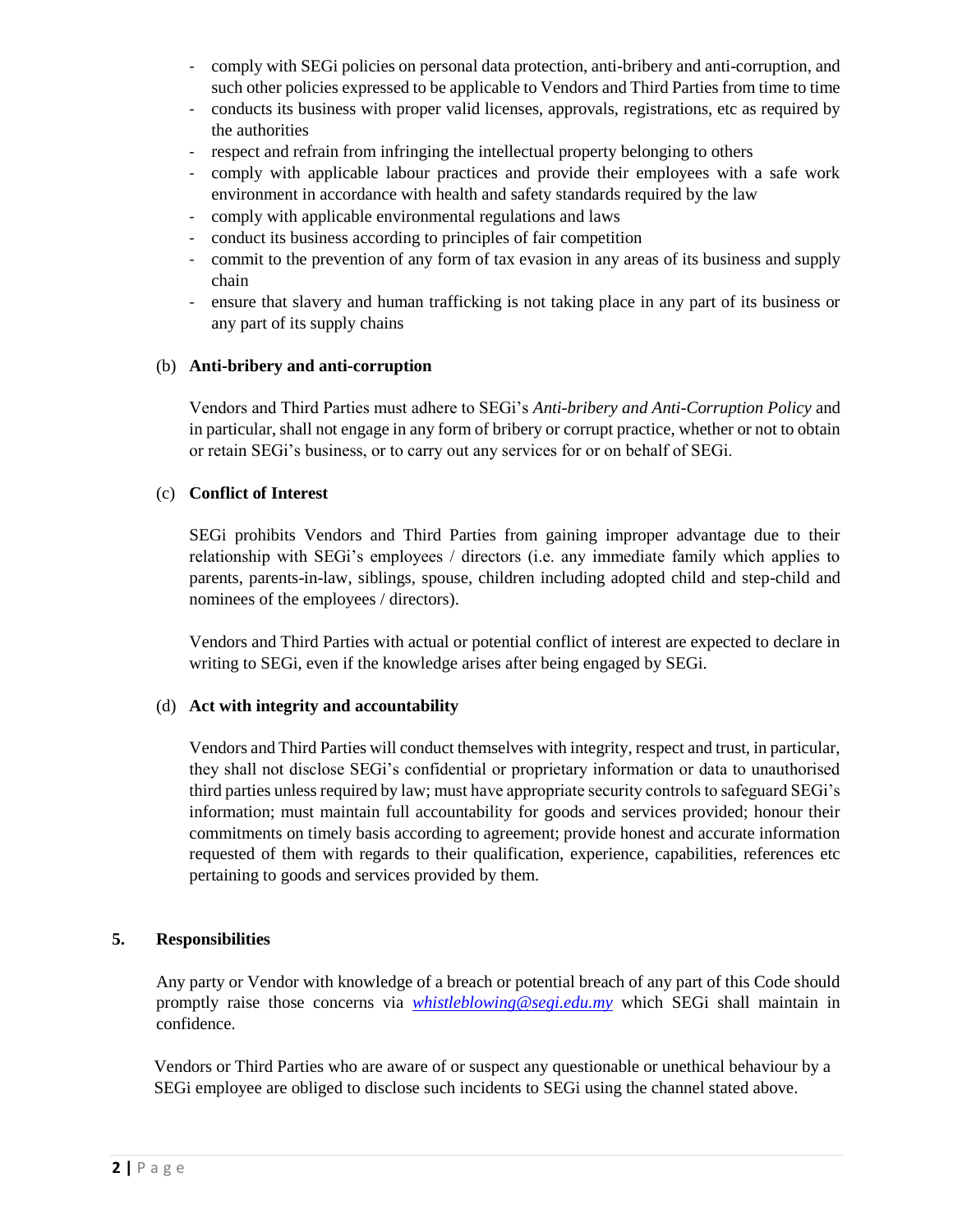- comply with SEGi policies on personal data protection, anti-bribery and anti-corruption, and such other policies expressed to be applicable to Vendors and Third Parties from time to time
- conducts its business with proper valid licenses, approvals, registrations, etc as required by the authorities
- respect and refrain from infringing the intellectual property belonging to others
- comply with applicable labour practices and provide their employees with a safe work environment in accordance with health and safety standards required by the law
- comply with applicable environmental regulations and laws
- conduct its business according to principles of fair competition
- commit to the prevention of any form of tax evasion in any areas of its business and supply chain
- ensure that slavery and human trafficking is not taking place in any part of its business or any part of its supply chains

(b) **Anti-bribery and anti-corruption**

Vendors and Third Parties must adhere to SEGi's *Anti-bribery and Anti-Corruption Policy* and in particular, shall not engage in any form of bribery or corrupt practice, whether or not to obtain or retain SEGi's business, or to carry out any services for or on behalf of SEGi.

(c) **Conflict of Interest**

SEGi prohibits Vendors and Third Parties from gaining improper advantage due to their relationship with SEGi's employees / directors (i.e. any immediate family which applies to parents, parents-in-law, siblings, spouse, children including adopted child and step-child and nominees of the employees / directors).

Vendors and Third Parties with actual or potential conflict of interest are expected to declare in writing to SEGi, even if the knowledge arises after being engaged by SEGi.

(d) **Act with integrity and accountability**

Vendors and Third Parties will conduct themselves with integrity, respect and trust, in particular, they shall not disclose SEGi's confidential or proprietary information or data to unauthorised third parties unless required by law; must have appropriate security controls to safeguard SEGi's information; must maintain full accountability for goods and services provided; honour their commitments on timely basis according to agreement; provide honest and accurate information requested of them with regards to their qualification, experience, capabilities, references etc pertaining to goods and services provided by them.

## 5. Responsibilities

Any party or Vendor with knowledge of a breach or potential breach of any part of this Code should promptly raise those concerns via *whistleblowing@segi.edu.my* which SEGi shall maintain in confidence.

Vendors or Third Parties who are aware of or suspect any questionable or unethical behaviour by a SEGi employee are obliged to disclose such incidents to SEGi using the channel stated above.